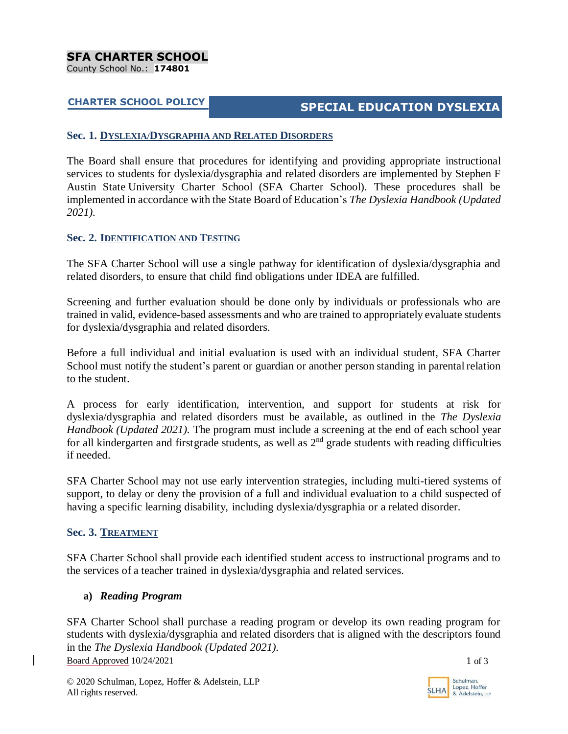**SFA CHARTER SCHOOL**
County School No.: **174801**

**CHARTER SCHOOL POLICY** | **SPECIAL EDUCATION DYSLEXIA**

### Sec. 1. DYSLEXIA/DYSGRAPHIA AND RELATED DISORDERS

The Board shall ensure that procedures for identifying and providing appropriate instructional services to students for dyslexia/dysgraphia and related disorders are implemented by Stephen F Austin State University Charter School (SFA Charter School). These procedures shall be implemented in accordance with the State Board of Education's *The Dyslexia Handbook (Updated 2021).*

### Sec. 2. IDENTIFICATION AND TESTING

The SFA Charter School will use a single pathway for identification of dyslexia/dysgraphia and related disorders, to ensure that child find obligations under IDEA are fulfilled.

Screening and further evaluation should be done only by individuals or professionals who are trained in valid, evidence-based assessments and who are trained to appropriately evaluate students for dyslexia/dysgraphia and related disorders.

Before a full individual and initial evaluation is used with an individual student, SFA Charter School must notify the student's parent or guardian or another person standing in parental relation to the student.

A process for early identification, intervention, and support for students at risk for dyslexia/dysgraphia and related disorders must be available, as outlined in the *The Dyslexia Handbook (Updated 2021).* The program must include a screening at the end of each school year for all kindergarten and firstgrade students, as well as 2nd grade students with reading difficulties if needed.

SFA Charter School may not use early intervention strategies, including multi-tiered systems of support, to delay or deny the provision of a full and individual evaluation to a child suspected of having a specific learning disability, including dyslexia/dysgraphia or a related disorder.

### Sec. 3. TREATMENT

SFA Charter School shall provide each identified student access to instructional programs and to the services of a teacher trained in dyslexia/dysgraphia and related services.

**a)** ***Reading Program***

SFA Charter School shall purchase a reading program or develop its own reading program for students with dyslexia/dysgraphia and related disorders that is aligned with the descriptors found in the *The Dyslexia Handbook (Updated 2021).*

Board Approved 10/24/2021

© 2020 Schulman, Lopez, Hoffer & Adelstein, LLP
All rights reserved.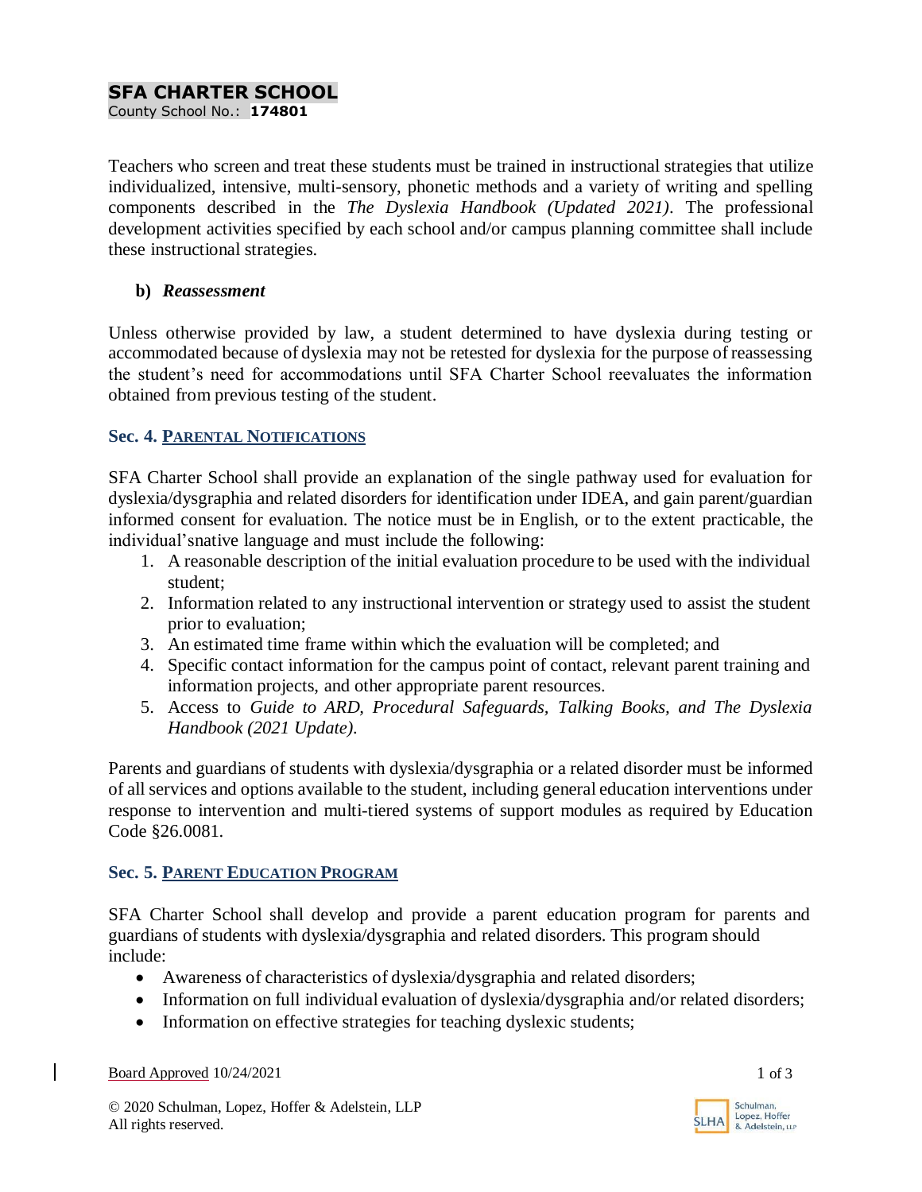Teachers who screen and treat these students must be trained in instructional strategies that utilize individualized, intensive, multi-sensory, phonetic methods and a variety of writing and spelling components described in the *The Dyslexia Handbook (Updated 2021)*. The professional development activities specified by each school and/or campus planning committee shall include these instructional strategies.

**b) *Reassessment***

Unless otherwise provided by law, a student determined to have dyslexia during testing or accommodated because of dyslexia may not be retested for dyslexia for the purpose of reassessing the student's need for accommodations until SFA Charter School reevaluates the information obtained from previous testing of the student.

## Sec. 4. PARENTAL NOTIFICATIONS

SFA Charter School shall provide an explanation of the single pathway used for evaluation for dyslexia/dysgraphia and related disorders for identification under IDEA, and gain parent/guardian informed consent for evaluation. The notice must be in English, or to the extent practicable, the individual'snative language and must include the following:

1. A reasonable description of the initial evaluation procedure to be used with the individual student;
2. Information related to any instructional intervention or strategy used to assist the student prior to evaluation;
3. An estimated time frame within which the evaluation will be completed; and
4. Specific contact information for the campus point of contact, relevant parent training and information projects, and other appropriate parent resources.
5. Access to *Guide to ARD, Procedural Safeguards, Talking Books, and The Dyslexia Handbook (2021 Update).*

Parents and guardians of students with dyslexia/dysgraphia or a related disorder must be informed of all services and options available to the student, including general education interventions under response to intervention and multi-tiered systems of support modules as required by Education Code §26.0081.

## Sec. 5. PARENT EDUCATION PROGRAM

SFA Charter School shall develop and provide a parent education program for parents and guardians of students with dyslexia/dysgraphia and related disorders. This program should include:

- Awareness of characteristics of dyslexia/dysgraphia and related disorders;
- Information on full individual evaluation of dyslexia/dysgraphia and/or related disorders;
- Information on effective strategies for teaching dyslexic students;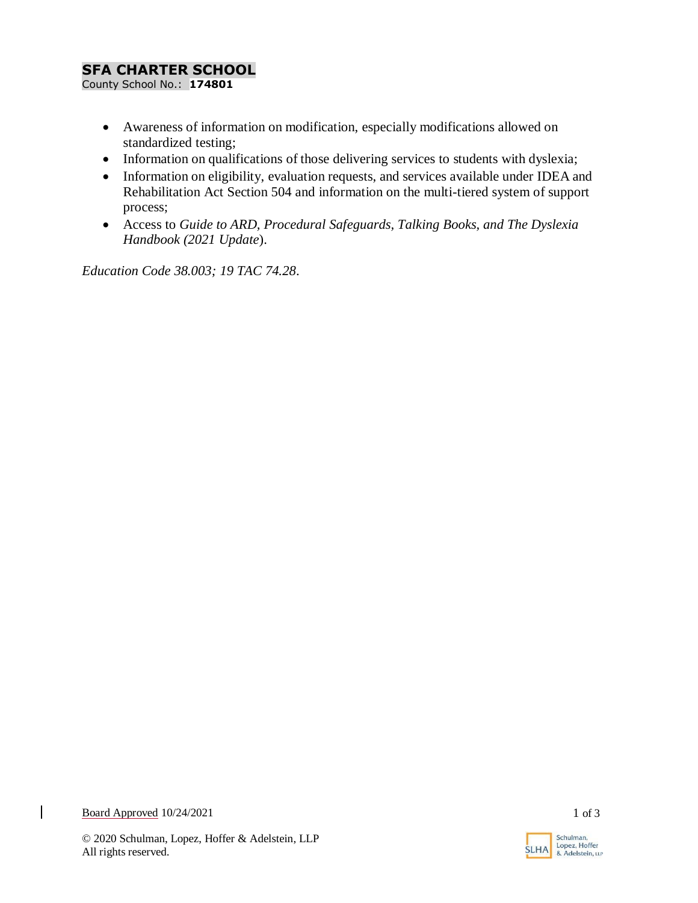- Awareness of information on modification, especially modifications allowed on standardized testing;
- Information on qualifications of those delivering services to students with dyslexia;
- Information on eligibility, evaluation requests, and services available under IDEA and Rehabilitation Act Section 504 and information on the multi-tiered system of support process;
- Access to *Guide to ARD, Procedural Safeguards, Talking Books, and The Dyslexia Handbook (2021 Update*).

*Education Code 38.003; 19 TAC 74.28*.